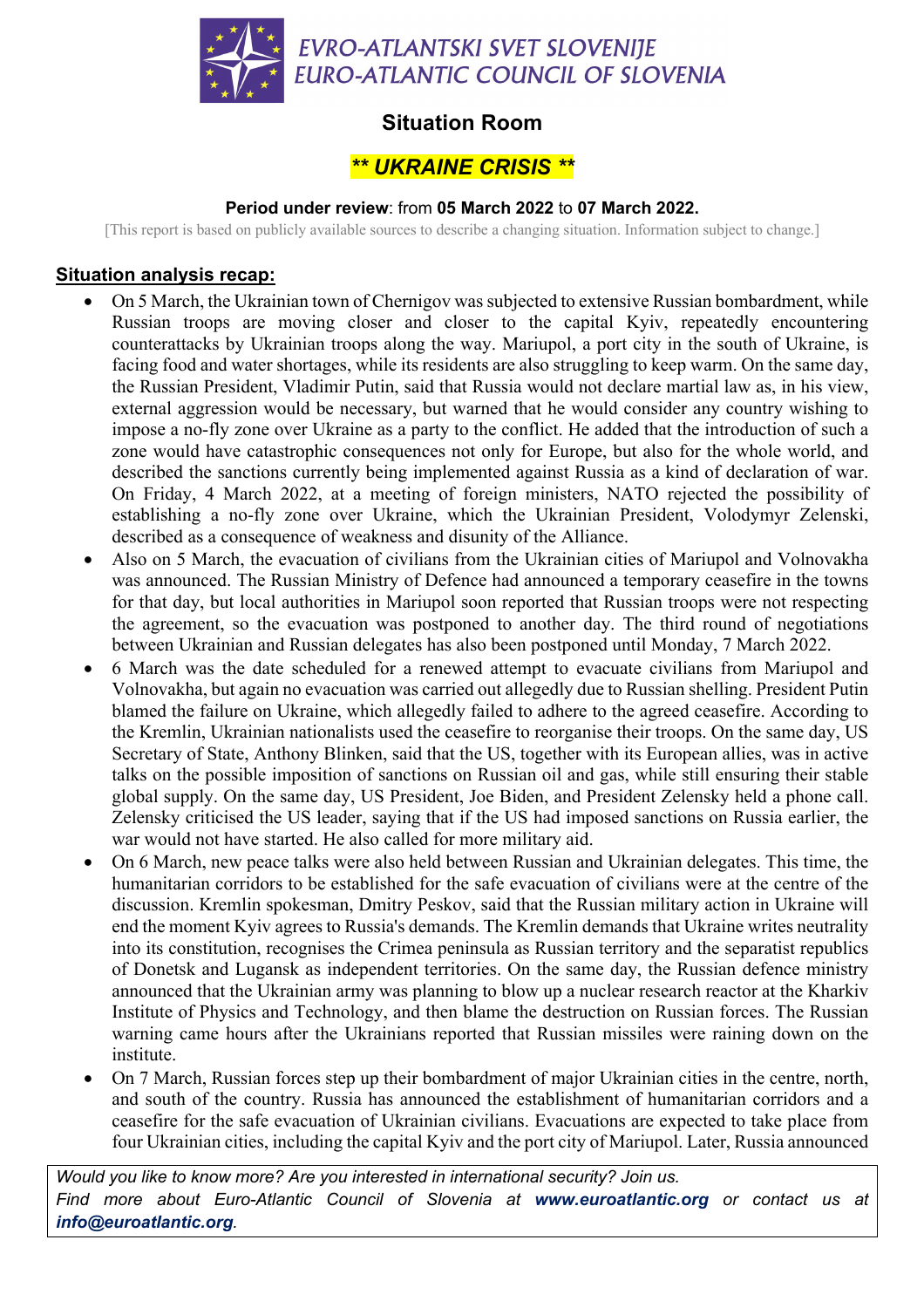EVRO-ATLANTSKI SVET SLOVENIJE
EURO-ATLANTIC COUNCIL OF SLOVENIA

# Situation Room

## *** UKRAINE CRISIS ***

**Period under review**: from **05 March 2022** to **07 March 2022.**

[This report is based on publicly available sources to describe a changing situation. Information subject to change.]

### Situation analysis recap:

- On 5 March, the Ukrainian town of Chernigov was subjected to extensive Russian bombardment, while Russian troops are moving closer and closer to the capital Kyiv, repeatedly encountering counterattacks by Ukrainian troops along the way. Mariupol, a port city in the south of Ukraine, is facing food and water shortages, while its residents are also struggling to keep warm. On the same day, the Russian President, Vladimir Putin, said that Russia would not declare martial law as, in his view, external aggression would be necessary, but warned that he would consider any country wishing to impose a no-fly zone over Ukraine as a party to the conflict. He added that the introduction of such a zone would have catastrophic consequences not only for Europe, but also for the whole world, and described the sanctions currently being implemented against Russia as a kind of declaration of war. On Friday, 4 March 2022, at a meeting of foreign ministers, NATO rejected the possibility of establishing a no-fly zone over Ukraine, which the Ukrainian President, Volodymyr Zelenski, described as a consequence of weakness and disunity of the Alliance.
- Also on 5 March, the evacuation of civilians from the Ukrainian cities of Mariupol and Volnovakha was announced. The Russian Ministry of Defence had announced a temporary ceasefire in the towns for that day, but local authorities in Mariupol soon reported that Russian troops were not respecting the agreement, so the evacuation was postponed to another day. The third round of negotiations between Ukrainian and Russian delegates has also been postponed until Monday, 7 March 2022.
- 6 March was the date scheduled for a renewed attempt to evacuate civilians from Mariupol and Volnovakha, but again no evacuation was carried out allegedly due to Russian shelling. President Putin blamed the failure on Ukraine, which allegedly failed to adhere to the agreed ceasefire. According to the Kremlin, Ukrainian nationalists used the ceasefire to reorganise their troops. On the same day, US Secretary of State, Anthony Blinken, said that the US, together with its European allies, was in active talks on the possible imposition of sanctions on Russian oil and gas, while still ensuring their stable global supply. On the same day, US President, Joe Biden, and President Zelensky held a phone call. Zelensky criticised the US leader, saying that if the US had imposed sanctions on Russia earlier, the war would not have started. He also called for more military aid.
- On 6 March, new peace talks were also held between Russian and Ukrainian delegates. This time, the humanitarian corridors to be established for the safe evacuation of civilians were at the centre of the discussion. Kremlin spokesman, Dmitry Peskov, said that the Russian military action in Ukraine will end the moment Kyiv agrees to Russia's demands. The Kremlin demands that Ukraine writes neutrality into its constitution, recognises the Crimea peninsula as Russian territory and the separatist republics of Donetsk and Lugansk as independent territories. On the same day, the Russian defence ministry announced that the Ukrainian army was planning to blow up a nuclear research reactor at the Kharkiv Institute of Physics and Technology, and then blame the destruction on Russian forces. The Russian warning came hours after the Ukrainians reported that Russian missiles were raining down on the institute.
- On 7 March, Russian forces step up their bombardment of major Ukrainian cities in the centre, north, and south of the country. Russia has announced the establishment of humanitarian corridors and a ceasefire for the safe evacuation of Ukrainian civilians. Evacuations are expected to take place from four Ukrainian cities, including the capital Kyiv and the port city of Mariupol. Later, Russia announced

*Would you like to know more? Are you interested in international security? Join us. Find more about Euro-Atlantic Council of Slovenia at **www.euroatlantic.org** or contact us at **info@euroatlantic.org**.*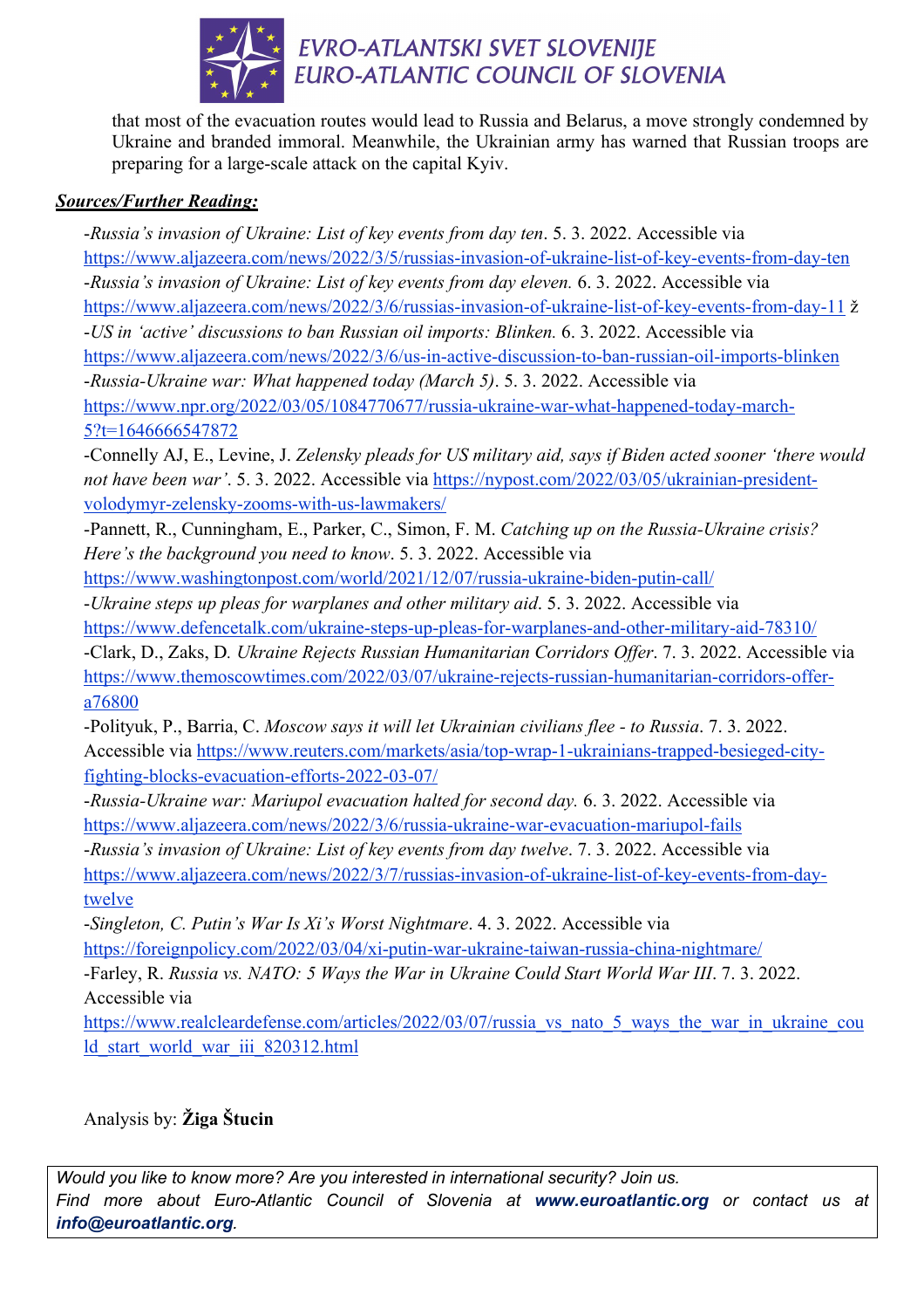that most of the evacuation routes would lead to Russia and Belarus, a move strongly condemned by Ukraine and branded immoral. Meanwhile, the Ukrainian army has warned that Russian troops are preparing for a large-scale attack on the capital Kyiv.

***Sources/Further Reading:***

-*Russia's invasion of Ukraine: List of key events from day ten*. 5. 3. 2022. Accessible via https://www.aljazeera.com/news/2022/3/5/russias-invasion-of-ukraine-list-of-key-events-from-day-ten

-*Russia's invasion of Ukraine: List of key events from day eleven.* 6. 3. 2022. Accessible via https://www.aljazeera.com/news/2022/3/6/russias-invasion-of-ukraine-list-of-key-events-from-day-11 ž

-*US in 'active' discussions to ban Russian oil imports: Blinken.* 6. 3. 2022. Accessible via https://www.aljazeera.com/news/2022/3/6/us-in-active-discussion-to-ban-russian-oil-imports-blinken

-*Russia-Ukraine war: What happened today (March 5)*. 5. 3. 2022. Accessible via https://www.npr.org/2022/03/05/1084770677/russia-ukraine-war-what-happened-today-march-5?t=1646666547872

-Connelly AJ, E., Levine, J. *Zelensky pleads for US military aid, says if Biden acted sooner 'there would not have been war'*. 5. 3. 2022. Accessible via https://nypost.com/2022/03/05/ukrainian-president-volodymyr-zelensky-zooms-with-us-lawmakers/

-Pannett, R., Cunningham, E., Parker, C., Simon, F. M. *Catching up on the Russia-Ukraine crisis? Here's the background you need to know*. 5. 3. 2022. Accessible via https://www.washingtonpost.com/world/2021/12/07/russia-ukraine-biden-putin-call/

-*Ukraine steps up pleas for warplanes and other military aid*. 5. 3. 2022. Accessible via https://www.defencetalk.com/ukraine-steps-up-pleas-for-warplanes-and-other-military-aid-78310/

-Clark, D., Zaks, D. *Ukraine Rejects Russian Humanitarian Corridors Offer*. 7. 3. 2022. Accessible via https://www.themoscowtimes.com/2022/03/07/ukraine-rejects-russian-humanitarian-corridors-offer-a76800

-Polityuk, P., Barria, C. *Moscow says it will let Ukrainian civilians flee - to Russia*. 7. 3. 2022. Accessible via https://www.reuters.com/markets/asia/top-wrap-1-ukrainians-trapped-besieged-city-fighting-blocks-evacuation-efforts-2022-03-07/

-*Russia-Ukraine war: Mariupol evacuation halted for second day.* 6. 3. 2022. Accessible via https://www.aljazeera.com/news/2022/3/6/russia-ukraine-war-evacuation-mariupol-fails

-*Russia's invasion of Ukraine: List of key events from day twelve*. 7. 3. 2022. Accessible via https://www.aljazeera.com/news/2022/3/7/russias-invasion-of-ukraine-list-of-key-events-from-day-twelve

-*Singleton, C. Putin's War Is Xi's Worst Nightmare*. 4. 3. 2022. Accessible via https://foreignpolicy.com/2022/03/04/xi-putin-war-ukraine-taiwan-russia-china-nightmare/

-Farley, R. *Russia vs. NATO: 5 Ways the War in Ukraine Could Start World War III*. 7. 3. 2022. Accessible via https://www.realcleardefense.com/articles/2022/03/07/russia_vs_nato_5_ways_the_war_in_ukraine_could_start_world_war_iii_820312.html

Analysis by: **Žiga Štucin**

*Would you like to know more? Are you interested in international security? Join us. Find more about Euro-Atlantic Council of Slovenia at* ***www.euroatlantic.org*** *or contact us at* ***info@euroatlantic.org****.*